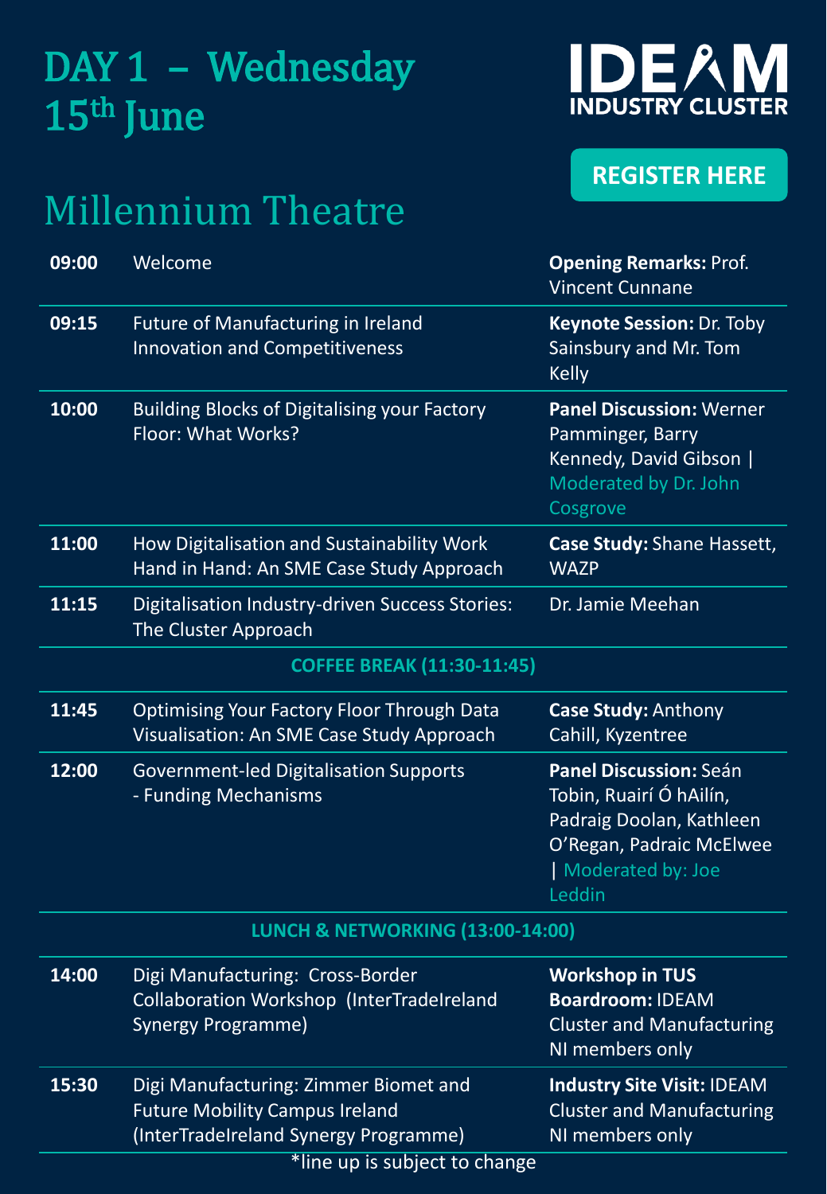# DAY 1 – Wednesday 15th June

**IDEAM INDUSTRY CLUSTER**

**REGISTER HERE**

## Millennium Theatre

| Time | Session | Speakers |
|---|---|---|
| **09:00** | Welcome | **Opening Remarks:** Prof. Vincent Cunnane |
| **09:15** | Future of Manufacturing in Ireland Innovation and Competitiveness | **Keynote Session:** Dr. Toby Sainsbury and Mr. Tom Kelly |
| **10:00** | Building Blocks of Digitalising your Factory Floor: What Works? | **Panel Discussion:** Werner Pamminger, Barry Kennedy, David Gibson \| Moderated by Dr. John Cosgrove |
| **11:00** | How Digitalisation and Sustainability Work Hand in Hand: An SME Case Study Approach | **Case Study:** Shane Hassett, WAZP |
| **11:15** | Digitalisation Industry-driven Success Stories: The Cluster Approach | Dr. Jamie Meehan |
| | **COFFEE BREAK (11:30-11:45)** | |
| **11:45** | Optimising Your Factory Floor Through Data Visualisation: An SME Case Study Approach | **Case Study:** Anthony Cahill, Kyzentree |
| **12:00** | Government-led Digitalisation Supports - Funding Mechanisms | **Panel Discussion:** Seán Tobin, Ruairí Ó hAilín, Padraig Doolan, Kathleen O'Regan, Padraic McElwee \| Moderated by: Joe Leddin |
| | **LUNCH & NETWORKING (13:00-14:00)** | |
| **14:00** | Digi Manufacturing: Cross-Border Collaboration Workshop (InterTradeIreland Synergy Programme) | **Workshop in TUS Boardroom:** IDEAM Cluster and Manufacturing NI members only |
| **15:30** | Digi Manufacturing: Zimmer Biomet and Future Mobility Campus Ireland (InterTradeIreland Synergy Programme) | **Industry Site Visit:** IDEAM Cluster and Manufacturing NI members only |

*line up is subject to change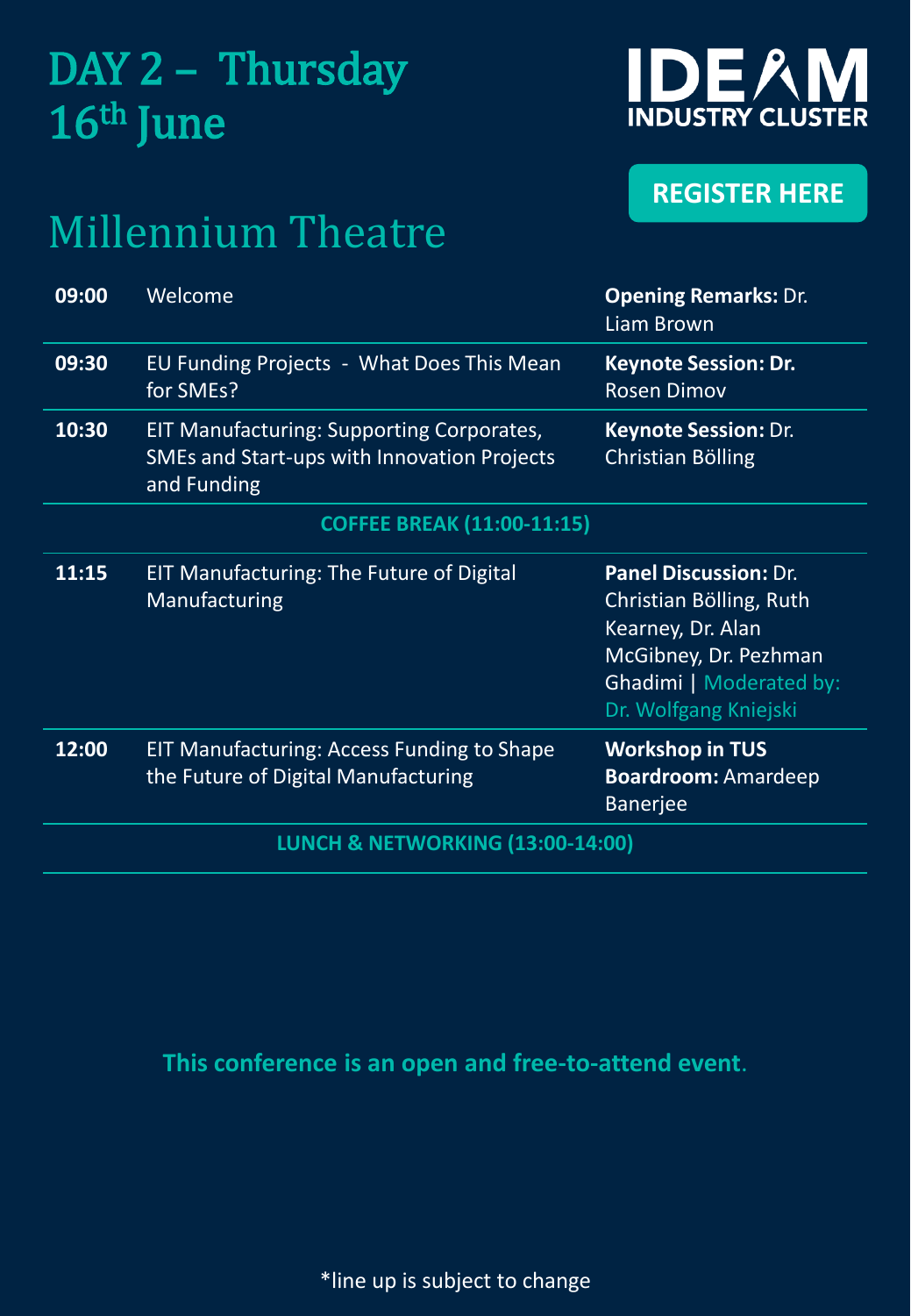# DAY 2 – Thursday 16th June

IDEAM INDUSTRY CLUSTER

REGISTER HERE

## Millennium Theatre

| | | |
|---|---|---|
| **09:00** | Welcome | **Opening Remarks:** Dr. Liam Brown |
| **09:30** | EU Funding Projects - What Does This Mean for SMEs? | **Keynote Session: Dr.** Rosen Dimov |
| **10:30** | EIT Manufacturing: Supporting Corporates, SMEs and Start-ups with Innovation Projects and Funding | **Keynote Session:** Dr. Christian Bölling |
| | **COFFEE BREAK (11:00-11:15)** | |
| **11:15** | EIT Manufacturing: The Future of Digital Manufacturing | **Panel Discussion:** Dr. Christian Bölling, Ruth Kearney, Dr. Alan McGibney, Dr. Pezhman Ghadimi \| Moderated by: Dr. Wolfgang Kniejski |
| **12:00** | EIT Manufacturing: Access Funding to Shape the Future of Digital Manufacturing | **Workshop in TUS Boardroom:** Amardeep Banerjee |
| | **LUNCH & NETWORKING (13:00-14:00)** | |

**This conference is an open and free-to-attend event.**

*line up is subject to change